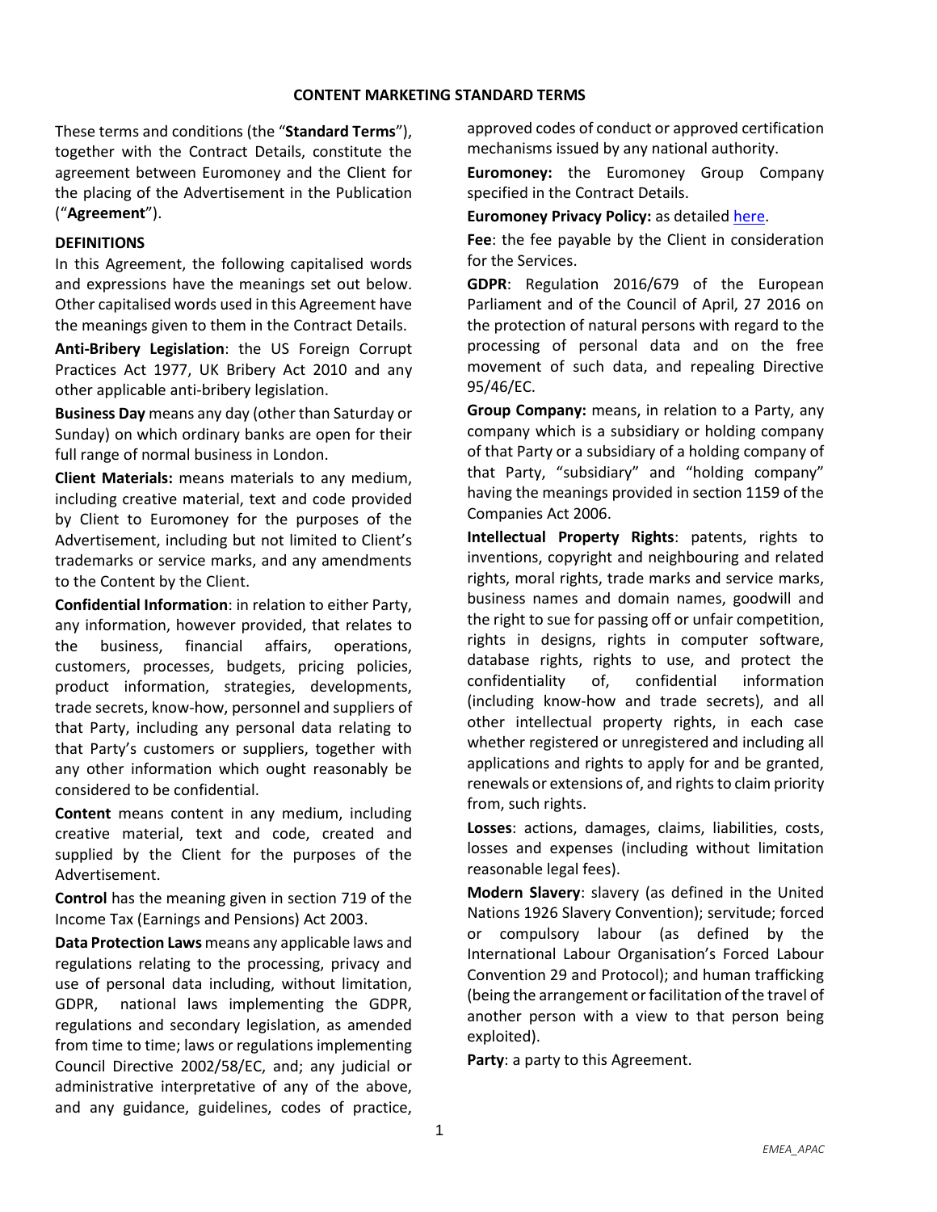# CONTENT MARKETING STANDARD TERMS

These terms and conditions (the "**Standard Terms**"), together with the Contract Details, constitute the agreement between Euromoney and the Client for the placing of the Advertisement in the Publication ("**Agreement**").

## DEFINITIONS

In this Agreement, the following capitalised words and expressions have the meanings set out below. Other capitalised words used in this Agreement have the meanings given to them in the Contract Details.

**Anti-Bribery Legislation**: the US Foreign Corrupt Practices Act 1977, UK Bribery Act 2010 and any other applicable anti-bribery legislation.

**Business Day** means any day (other than Saturday or Sunday) on which ordinary banks are open for their full range of normal business in London.

**Client Materials:** means materials to any medium, including creative material, text and code provided by Client to Euromoney for the purposes of the Advertisement, including but not limited to Client's trademarks or service marks, and any amendments to the Content by the Client.

**Confidential Information**: in relation to either Party, any information, however provided, that relates to the business, financial affairs, operations, customers, processes, budgets, pricing policies, product information, strategies, developments, trade secrets, know-how, personnel and suppliers of that Party, including any personal data relating to that Party's customers or suppliers, together with any other information which ought reasonably be considered to be confidential.

**Content** means content in any medium, including creative material, text and code, created and supplied by the Client for the purposes of the Advertisement.

**Control** has the meaning given in section 719 of the Income Tax (Earnings and Pensions) Act 2003.

**Data Protection Laws** means any applicable laws and regulations relating to the processing, privacy and use of personal data including, without limitation, GDPR, national laws implementing the GDPR, regulations and secondary legislation, as amended from time to time; laws or regulations implementing Council Directive 2002/58/EC, and; any judicial or administrative interpretative of any of the above, and any guidance, guidelines, codes of practice, approved codes of conduct or approved certification mechanisms issued by any national authority.

**Euromoney:** the Euromoney Group Company specified in the Contract Details.

**Euromoney Privacy Policy:** as detailed here.

**Fee**: the fee payable by the Client in consideration for the Services.

**GDPR**: Regulation 2016/679 of the European Parliament and of the Council of April, 27 2016 on the protection of natural persons with regard to the processing of personal data and on the free movement of such data, and repealing Directive 95/46/EC.

**Group Company:** means, in relation to a Party, any company which is a subsidiary or holding company of that Party or a subsidiary of a holding company of that Party, "subsidiary" and "holding company" having the meanings provided in section 1159 of the Companies Act 2006.

**Intellectual Property Rights**: patents, rights to inventions, copyright and neighbouring and related rights, moral rights, trade marks and service marks, business names and domain names, goodwill and the right to sue for passing off or unfair competition, rights in designs, rights in computer software, database rights, rights to use, and protect the confidentiality of, confidential information (including know-how and trade secrets), and all other intellectual property rights, in each case whether registered or unregistered and including all applications and rights to apply for and be granted, renewals or extensions of, and rights to claim priority from, such rights.

**Losses**: actions, damages, claims, liabilities, costs, losses and expenses (including without limitation reasonable legal fees).

**Modern Slavery**: slavery (as defined in the United Nations 1926 Slavery Convention); servitude; forced or compulsory labour (as defined by the International Labour Organisation's Forced Labour Convention 29 and Protocol); and human trafficking (being the arrangement or facilitation of the travel of another person with a view to that person being exploited).

**Party**: a party to this Agreement.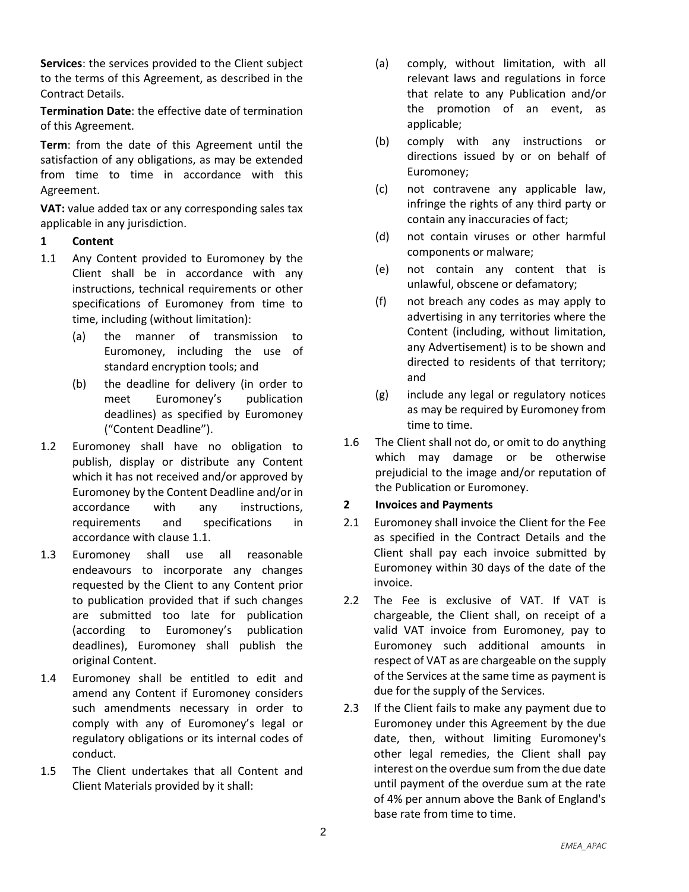**Services**: the services provided to the Client subject to the terms of this Agreement, as described in the Contract Details.

**Termination Date**: the effective date of termination of this Agreement.

**Term**: from the date of this Agreement until the satisfaction of any obligations, as may be extended from time to time in accordance with this Agreement.

**VAT:** value added tax or any corresponding sales tax applicable in any jurisdiction.

## 1 Content

1.1 Any Content provided to Euromoney by the Client shall be in accordance with any instructions, technical requirements or other specifications of Euromoney from time to time, including (without limitation):

   (a) the manner of transmission to Euromoney, including the use of standard encryption tools; and

   (b) the deadline for delivery (in order to meet Euromoney's publication deadlines) as specified by Euromoney ("Content Deadline").

1.2 Euromoney shall have no obligation to publish, display or distribute any Content which it has not received and/or approved by Euromoney by the Content Deadline and/or in accordance with any instructions, requirements and specifications in accordance with clause 1.1.

1.3 Euromoney shall use all reasonable endeavours to incorporate any changes requested by the Client to any Content prior to publication provided that if such changes are submitted too late for publication (according to Euromoney's publication deadlines), Euromoney shall publish the original Content.

1.4 Euromoney shall be entitled to edit and amend any Content if Euromoney considers such amendments necessary in order to comply with any of Euromoney's legal or regulatory obligations or its internal codes of conduct.

1.5 The Client undertakes that all Content and Client Materials provided by it shall:

   (a) comply, without limitation, with all relevant laws and regulations in force that relate to any Publication and/or the promotion of an event, as applicable;

   (b) comply with any instructions or directions issued by or on behalf of Euromoney;

   (c) not contravene any applicable law, infringe the rights of any third party or contain any inaccuracies of fact;

   (d) not contain viruses or other harmful components or malware;

   (e) not contain any content that is unlawful, obscene or defamatory;

   (f) not breach any codes as may apply to advertising in any territories where the Content (including, without limitation, any Advertisement) is to be shown and directed to residents of that territory; and

   (g) include any legal or regulatory notices as may be required by Euromoney from time to time.

1.6 The Client shall not do, or omit to do anything which may damage or be otherwise prejudicial to the image and/or reputation of the Publication or Euromoney.

## 2 Invoices and Payments

2.1 Euromoney shall invoice the Client for the Fee as specified in the Contract Details and the Client shall pay each invoice submitted by Euromoney within 30 days of the date of the invoice.

2.2 The Fee is exclusive of VAT. If VAT is chargeable, the Client shall, on receipt of a valid VAT invoice from Euromoney, pay to Euromoney such additional amounts in respect of VAT as are chargeable on the supply of the Services at the same time as payment is due for the supply of the Services.

2.3 If the Client fails to make any payment due to Euromoney under this Agreement by the due date, then, without limiting Euromoney's other legal remedies, the Client shall pay interest on the overdue sum from the due date until payment of the overdue sum at the rate of 4% per annum above the Bank of England's base rate from time to time.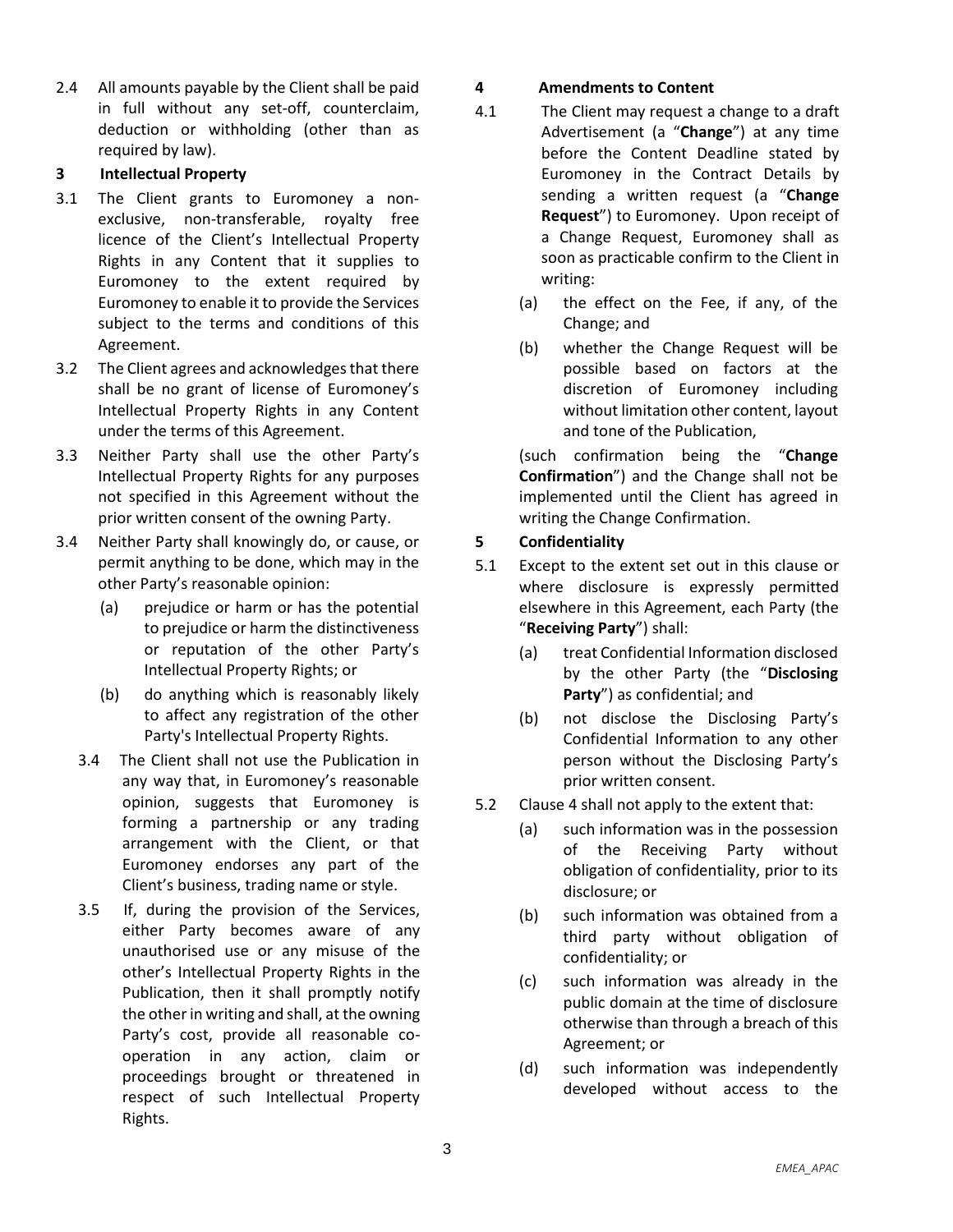2.4 All amounts payable by the Client shall be paid in full without any set-off, counterclaim, deduction or withholding (other than as required by law).

**3 Intellectual Property**

3.1 The Client grants to Euromoney a non-exclusive, non-transferable, royalty free licence of the Client's Intellectual Property Rights in any Content that it supplies to Euromoney to the extent required by Euromoney to enable it to provide the Services subject to the terms and conditions of this Agreement.

3.2 The Client agrees and acknowledges that there shall be no grant of license of Euromoney's Intellectual Property Rights in any Content under the terms of this Agreement.

3.3 Neither Party shall use the other Party's Intellectual Property Rights for any purposes not specified in this Agreement without the prior written consent of the owning Party.

3.4 Neither Party shall knowingly do, or cause, or permit anything to be done, which may in the other Party's reasonable opinion:

(a) prejudice or harm or has the potential to prejudice or harm the distinctiveness or reputation of the other Party's Intellectual Property Rights; or

(b) do anything which is reasonably likely to affect any registration of the other Party's Intellectual Property Rights.

3.4 The Client shall not use the Publication in any way that, in Euromoney's reasonable opinion, suggests that Euromoney is forming a partnership or any trading arrangement with the Client, or that Euromoney endorses any part of the Client's business, trading name or style.

3.5 If, during the provision of the Services, either Party becomes aware of any unauthorised use or any misuse of the other's Intellectual Property Rights in the Publication, then it shall promptly notify the other in writing and shall, at the owning Party's cost, provide all reasonable co-operation in any action, claim or proceedings brought or threatened in respect of such Intellectual Property Rights.

**4 Amendments to Content**

4.1 The Client may request a change to a draft Advertisement (a "**Change**") at any time before the Content Deadline stated by Euromoney in the Contract Details by sending a written request (a "**Change Request**") to Euromoney. Upon receipt of a Change Request, Euromoney shall as soon as practicable confirm to the Client in writing:

(a) the effect on the Fee, if any, of the Change; and

(b) whether the Change Request will be possible based on factors at the discretion of Euromoney including without limitation other content, layout and tone of the Publication,

(such confirmation being the "**Change Confirmation**") and the Change shall not be implemented until the Client has agreed in writing the Change Confirmation.

**5 Confidentiality**

5.1 Except to the extent set out in this clause or where disclosure is expressly permitted elsewhere in this Agreement, each Party (the "**Receiving Party**") shall:

(a) treat Confidential Information disclosed by the other Party (the "**Disclosing Party**") as confidential; and

(b) not disclose the Disclosing Party's Confidential Information to any other person without the Disclosing Party's prior written consent.

5.2 Clause 4 shall not apply to the extent that:

(a) such information was in the possession of the Receiving Party without obligation of confidentiality, prior to its disclosure; or

(b) such information was obtained from a third party without obligation of confidentiality; or

(c) such information was already in the public domain at the time of disclosure otherwise than through a breach of this Agreement; or

(d) such information was independently developed without access to the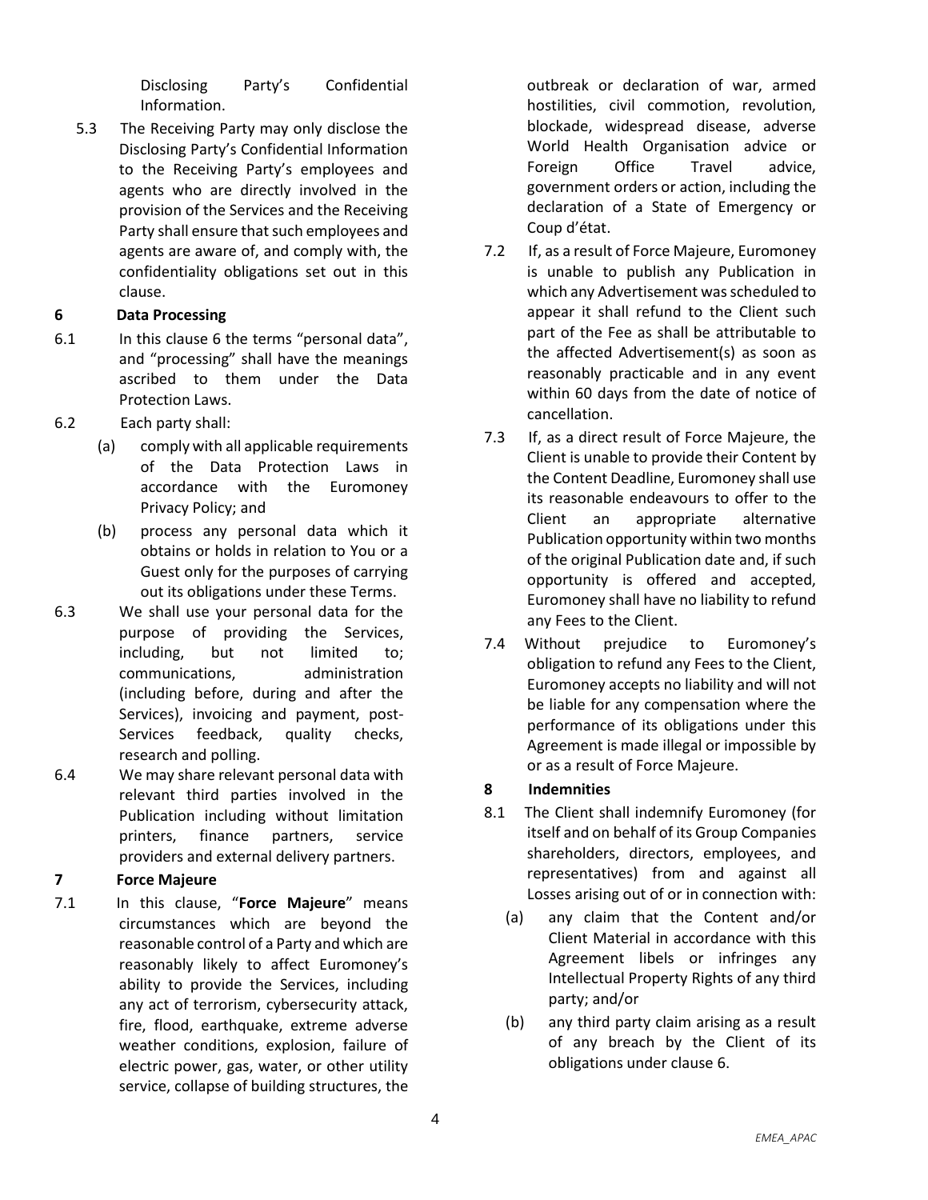Disclosing Party's Confidential Information.

5.3 The Receiving Party may only disclose the Disclosing Party's Confidential Information to the Receiving Party's employees and agents who are directly involved in the provision of the Services and the Receiving Party shall ensure that such employees and agents are aware of, and comply with, the confidentiality obligations set out in this clause.

**6 Data Processing**

6.1 In this clause 6 the terms "personal data", and "processing" shall have the meanings ascribed to them under the Data Protection Laws.

6.2 Each party shall:

(a) comply with all applicable requirements of the Data Protection Laws in accordance with the Euromoney Privacy Policy; and

(b) process any personal data which it obtains or holds in relation to You or a Guest only for the purposes of carrying out its obligations under these Terms.

6.3 We shall use your personal data for the purpose of providing the Services, including, but not limited to; communications, administration (including before, during and after the Services), invoicing and payment, post-Services feedback, quality checks, research and polling.

6.4 We may share relevant personal data with relevant third parties involved in the Publication including without limitation printers, finance partners, service providers and external delivery partners.

**7 Force Majeure**

7.1 In this clause, "**Force Majeure**" means circumstances which are beyond the reasonable control of a Party and which are reasonably likely to affect Euromoney's ability to provide the Services, including any act of terrorism, cybersecurity attack, fire, flood, earthquake, extreme adverse weather conditions, explosion, failure of electric power, gas, water, or other utility service, collapse of building structures, the outbreak or declaration of war, armed hostilities, civil commotion, revolution, blockade, widespread disease, adverse World Health Organisation advice or Foreign Office Travel advice, government orders or action, including the declaration of a State of Emergency or Coup d'état.

7.2 If, as a result of Force Majeure, Euromoney is unable to publish any Publication in which any Advertisement was scheduled to appear it shall refund to the Client such part of the Fee as shall be attributable to the affected Advertisement(s) as soon as reasonably practicable and in any event within 60 days from the date of notice of cancellation.

7.3 If, as a direct result of Force Majeure, the Client is unable to provide their Content by the Content Deadline, Euromoney shall use its reasonable endeavours to offer to the Client an appropriate alternative Publication opportunity within two months of the original Publication date and, if such opportunity is offered and accepted, Euromoney shall have no liability to refund any Fees to the Client.

7.4 Without prejudice to Euromoney's obligation to refund any Fees to the Client, Euromoney accepts no liability and will not be liable for any compensation where the performance of its obligations under this Agreement is made illegal or impossible by or as a result of Force Majeure.

**8 Indemnities**

8.1 The Client shall indemnify Euromoney (for itself and on behalf of its Group Companies shareholders, directors, employees, and representatives) from and against all Losses arising out of or in connection with:

(a) any claim that the Content and/or Client Material in accordance with this Agreement libels or infringes any Intellectual Property Rights of any third party; and/or

(b) any third party claim arising as a result of any breach by the Client of its obligations under clause 6.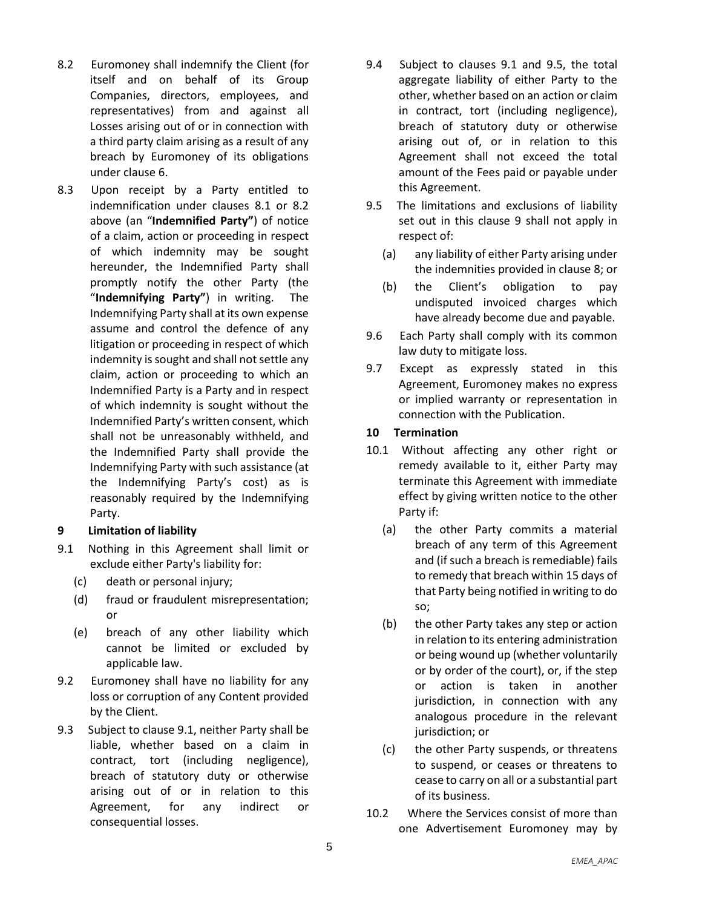8.2 Euromoney shall indemnify the Client (for itself and on behalf of its Group Companies, directors, employees, and representatives) from and against all Losses arising out of or in connection with a third party claim arising as a result of any breach by Euromoney of its obligations under clause 6.

8.3 Upon receipt by a Party entitled to indemnification under clauses 8.1 or 8.2 above (an "**Indemnified Party"**) of notice of a claim, action or proceeding in respect of which indemnity may be sought hereunder, the Indemnified Party shall promptly notify the other Party (the "**Indemnifying Party"**) in writing. The Indemnifying Party shall at its own expense assume and control the defence of any litigation or proceeding in respect of which indemnity is sought and shall not settle any claim, action or proceeding to which an Indemnified Party is a Party and in respect of which indemnity is sought without the Indemnified Party's written consent, which shall not be unreasonably withheld, and the Indemnified Party shall provide the Indemnifying Party with such assistance (at the Indemnifying Party's cost) as is reasonably required by the Indemnifying Party.

## 9 Limitation of liability

9.1 Nothing in this Agreement shall limit or exclude either Party's liability for:

(c) death or personal injury;

(d) fraud or fraudulent misrepresentation; or

(e) breach of any other liability which cannot be limited or excluded by applicable law.

9.2 Euromoney shall have no liability for any loss or corruption of any Content provided by the Client.

9.3 Subject to clause 9.1, neither Party shall be liable, whether based on a claim in contract, tort (including negligence), breach of statutory duty or otherwise arising out of or in relation to this Agreement, for any indirect or consequential losses.

9.4 Subject to clauses 9.1 and 9.5, the total aggregate liability of either Party to the other, whether based on an action or claim in contract, tort (including negligence), breach of statutory duty or otherwise arising out of, or in relation to this Agreement shall not exceed the total amount of the Fees paid or payable under this Agreement.

9.5 The limitations and exclusions of liability set out in this clause 9 shall not apply in respect of:

(a) any liability of either Party arising under the indemnities provided in clause 8; or

(b) the Client's obligation to pay undisputed invoiced charges which have already become due and payable.

9.6 Each Party shall comply with its common law duty to mitigate loss.

9.7 Except as expressly stated in this Agreement, Euromoney makes no express or implied warranty or representation in connection with the Publication.

## 10 Termination

10.1 Without affecting any other right or remedy available to it, either Party may terminate this Agreement with immediate effect by giving written notice to the other Party if:

(a) the other Party commits a material breach of any term of this Agreement and (if such a breach is remediable) fails to remedy that breach within 15 days of that Party being notified in writing to do so;

(b) the other Party takes any step or action in relation to its entering administration or being wound up (whether voluntarily or by order of the court), or, if the step or action is taken in another jurisdiction, in connection with any analogous procedure in the relevant jurisdiction; or

(c) the other Party suspends, or threatens to suspend, or ceases or threatens to cease to carry on all or a substantial part of its business.

10.2 Where the Services consist of more than one Advertisement Euromoney may by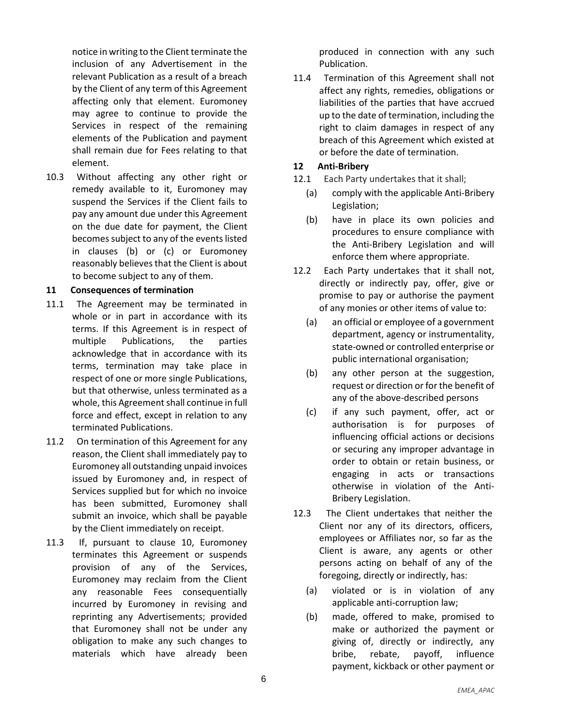notice in writing to the Client terminate the inclusion of any Advertisement in the relevant Publication as a result of a breach by the Client of any term of this Agreement affecting only that element. Euromoney may agree to continue to provide the Services in respect of the remaining elements of the Publication and payment shall remain due for Fees relating to that element.

10.3 Without affecting any other right or remedy available to it, Euromoney may suspend the Services if the Client fails to pay any amount due under this Agreement on the due date for payment, the Client becomes subject to any of the events listed in clauses (b) or (c) or Euromoney reasonably believes that the Client is about to become subject to any of them.

**11 Consequences of termination**

11.1 The Agreement may be terminated in whole or in part in accordance with its terms. If this Agreement is in respect of multiple Publications, the parties acknowledge that in accordance with its terms, termination may take place in respect of one or more single Publications, but that otherwise, unless terminated as a whole, this Agreement shall continue in full force and effect, except in relation to any terminated Publications.

11.2 On termination of this Agreement for any reason, the Client shall immediately pay to Euromoney all outstanding unpaid invoices issued by Euromoney and, in respect of Services supplied but for which no invoice has been submitted, Euromoney shall submit an invoice, which shall be payable by the Client immediately on receipt.

11.3 If, pursuant to clause 10, Euromoney terminates this Agreement or suspends provision of any of the Services, Euromoney may reclaim from the Client any reasonable Fees consequentially incurred by Euromoney in revising and reprinting any Advertisements; provided that Euromoney shall not be under any obligation to make any such changes to materials which have already been produced in connection with any such Publication.

11.4 Termination of this Agreement shall not affect any rights, remedies, obligations or liabilities of the parties that have accrued up to the date of termination, including the right to claim damages in respect of any breach of this Agreement which existed at or before the date of termination.

**12 Anti-Bribery**

12.1 Each Party undertakes that it shall;

(a) comply with the applicable Anti-Bribery Legislation;

(b) have in place its own policies and procedures to ensure compliance with the Anti-Bribery Legislation and will enforce them where appropriate.

12.2 Each Party undertakes that it shall not, directly or indirectly pay, offer, give or promise to pay or authorise the payment of any monies or other items of value to:

(a) an official or employee of a government department, agency or instrumentality, state-owned or controlled enterprise or public international organisation;

(b) any other person at the suggestion, request or direction or for the benefit of any of the above-described persons

(c) if any such payment, offer, act or authorisation is for purposes of influencing official actions or decisions or securing any improper advantage in order to obtain or retain business, or engaging in acts or transactions otherwise in violation of the Anti-Bribery Legislation.

12.3 The Client undertakes that neither the Client nor any of its directors, officers, employees or Affiliates nor, so far as the Client is aware, any agents or other persons acting on behalf of any of the foregoing, directly or indirectly, has:

(a) violated or is in violation of any applicable anti-corruption law;

(b) made, offered to make, promised to make or authorized the payment or giving of, directly or indirectly, any bribe, rebate, payoff, influence payment, kickback or other payment or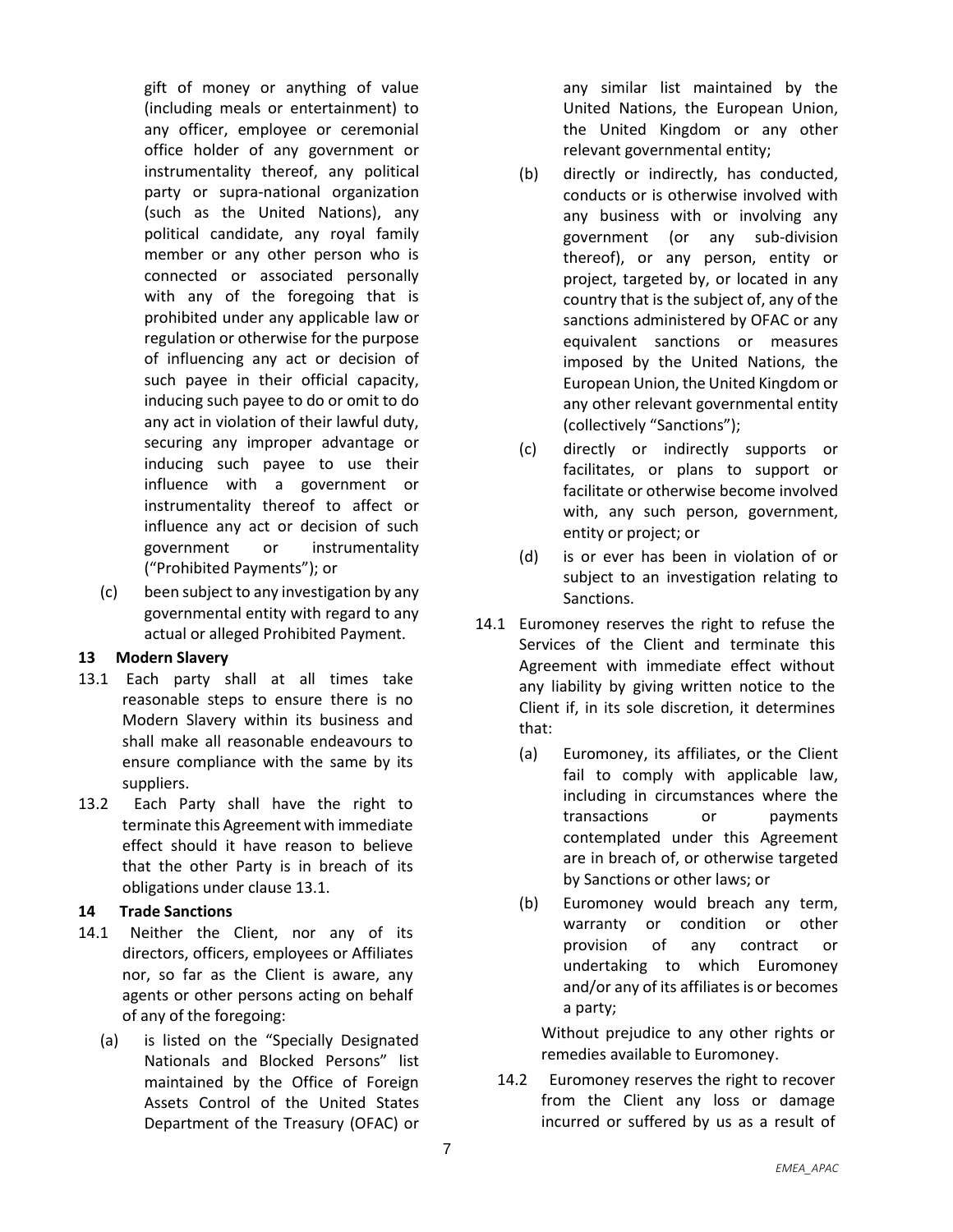gift of money or anything of value (including meals or entertainment) to any officer, employee or ceremonial office holder of any government or instrumentality thereof, any political party or supra-national organization (such as the United Nations), any political candidate, any royal family member or any other person who is connected or associated personally with any of the foregoing that is prohibited under any applicable law or regulation or otherwise for the purpose of influencing any act or decision of such payee in their official capacity, inducing such payee to do or omit to do any act in violation of their lawful duty, securing any improper advantage or inducing such payee to use their influence with a government or instrumentality thereof to affect or influence any act or decision of such government or instrumentality ("Prohibited Payments"); or

(c) been subject to any investigation by any governmental entity with regard to any actual or alleged Prohibited Payment.

### 13 Modern Slavery

13.1 Each party shall at all times take reasonable steps to ensure there is no Modern Slavery within its business and shall make all reasonable endeavours to ensure compliance with the same by its suppliers.

13.2 Each Party shall have the right to terminate this Agreement with immediate effect should it have reason to believe that the other Party is in breach of its obligations under clause 13.1.

### 14 Trade Sanctions

14.1 Neither the Client, nor any of its directors, officers, employees or Affiliates nor, so far as the Client is aware, any agents or other persons acting on behalf of any of the foregoing:

(a) is listed on the "Specially Designated Nationals and Blocked Persons" list maintained by the Office of Foreign Assets Control of the United States Department of the Treasury (OFAC) or any similar list maintained by the United Nations, the European Union, the United Kingdom or any other relevant governmental entity;

(b) directly or indirectly, has conducted, conducts or is otherwise involved with any business with or involving any government (or any sub-division thereof), or any person, entity or project, targeted by, or located in any country that is the subject of, any of the sanctions administered by OFAC or any equivalent sanctions or measures imposed by the United Nations, the European Union, the United Kingdom or any other relevant governmental entity (collectively "Sanctions");

(c) directly or indirectly supports or facilitates, or plans to support or facilitate or otherwise become involved with, any such person, government, entity or project; or

(d) is or ever has been in violation of or subject to an investigation relating to Sanctions.

14.1 Euromoney reserves the right to refuse the Services of the Client and terminate this Agreement with immediate effect without any liability by giving written notice to the Client if, in its sole discretion, it determines that:

(a) Euromoney, its affiliates, or the Client fail to comply with applicable law, including in circumstances where the transactions or payments contemplated under this Agreement are in breach of, or otherwise targeted by Sanctions or other laws; or

(b) Euromoney would breach any term, warranty or condition or other provision of any contract or undertaking to which Euromoney and/or any of its affiliates is or becomes a party;

Without prejudice to any other rights or remedies available to Euromoney.

14.2 Euromoney reserves the right to recover from the Client any loss or damage incurred or suffered by us as a result of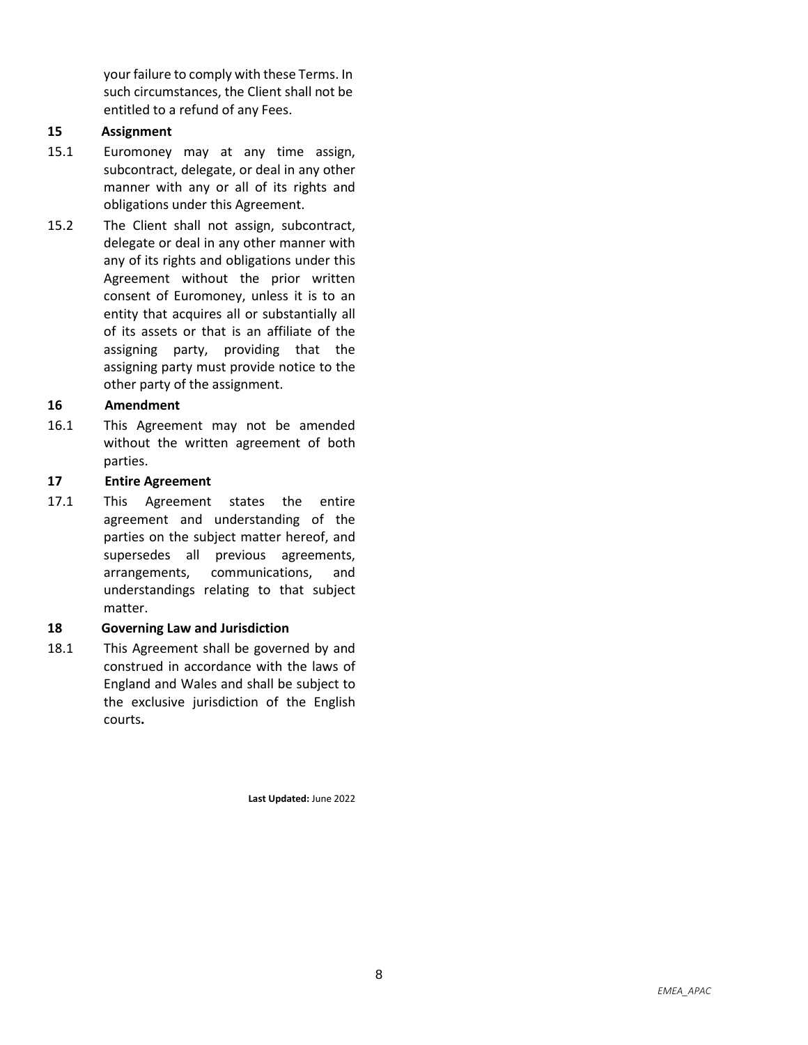your failure to comply with these Terms. In such circumstances, the Client shall not be entitled to a refund of any Fees.

**15 Assignment**

15.1 Euromoney may at any time assign, subcontract, delegate, or deal in any other manner with any or all of its rights and obligations under this Agreement.

15.2 The Client shall not assign, subcontract, delegate or deal in any other manner with any of its rights and obligations under this Agreement without the prior written consent of Euromoney, unless it is to an entity that acquires all or substantially all of its assets or that is an affiliate of the assigning party, providing that the assigning party must provide notice to the other party of the assignment.

**16 Amendment**

16.1 This Agreement may not be amended without the written agreement of both parties.

**17 Entire Agreement**

17.1 This Agreement states the entire agreement and understanding of the parties on the subject matter hereof, and supersedes all previous agreements, arrangements, communications, and understandings relating to that subject matter.

**18 Governing Law and Jurisdiction**

18.1 This Agreement shall be governed by and construed in accordance with the laws of England and Wales and shall be subject to the exclusive jurisdiction of the English courts**.**

**Last Updated:** June 2022